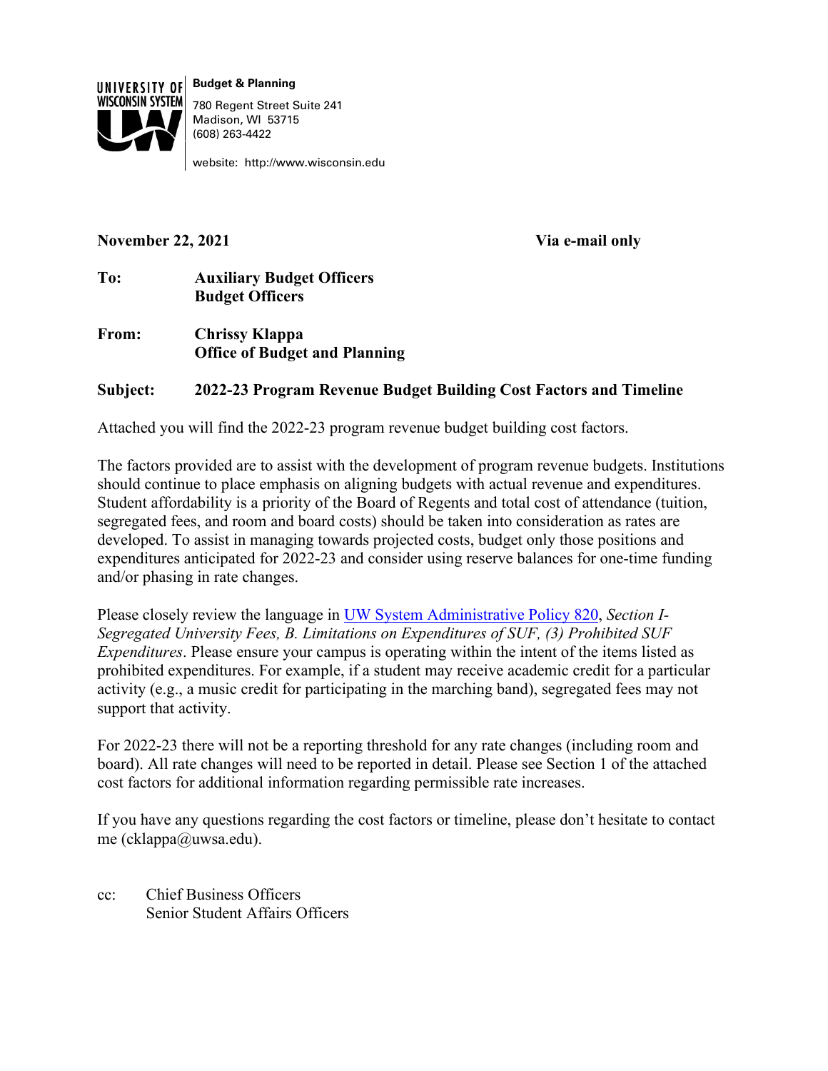**UNIVERSITY OF WISCONSIN SYSTEM**

**Budget & Planning**

780 Regent Street Suite 241
Madison, WI 53715
(608) 263-4422

website: http://www.wisconsin.edu

**November 22, 2021** **Via e-mail only**

**To:** **Auxiliary Budget Officers**
**Budget Officers**

**From:** **Chrissy Klappa**
**Office of Budget and Planning**

**Subject:** **2022-23 Program Revenue Budget Building Cost Factors and Timeline**

Attached you will find the 2022-23 program revenue budget building cost factors.

The factors provided are to assist with the development of program revenue budgets. Institutions should continue to place emphasis on aligning budgets with actual revenue and expenditures. Student affordability is a priority of the Board of Regents and total cost of attendance (tuition, segregated fees, and room and board costs) should be taken into consideration as rates are developed. To assist in managing towards projected costs, budget only those positions and expenditures anticipated for 2022-23 and consider using reserve balances for one-time funding and/or phasing in rate changes.

Please closely review the language in UW System Administrative Policy 820, *Section I-Segregated University Fees, B. Limitations on Expenditures of SUF, (3) Prohibited SUF Expenditures*. Please ensure your campus is operating within the intent of the items listed as prohibited expenditures. For example, if a student may receive academic credit for a particular activity (e.g., a music credit for participating in the marching band), segregated fees may not support that activity.

For 2022-23 there will not be a reporting threshold for any rate changes (including room and board). All rate changes will need to be reported in detail. Please see Section 1 of the attached cost factors for additional information regarding permissible rate increases.

If you have any questions regarding the cost factors or timeline, please don't hesitate to contact me (cklappa@uwsa.edu).

cc: Chief Business Officers
Senior Student Affairs Officers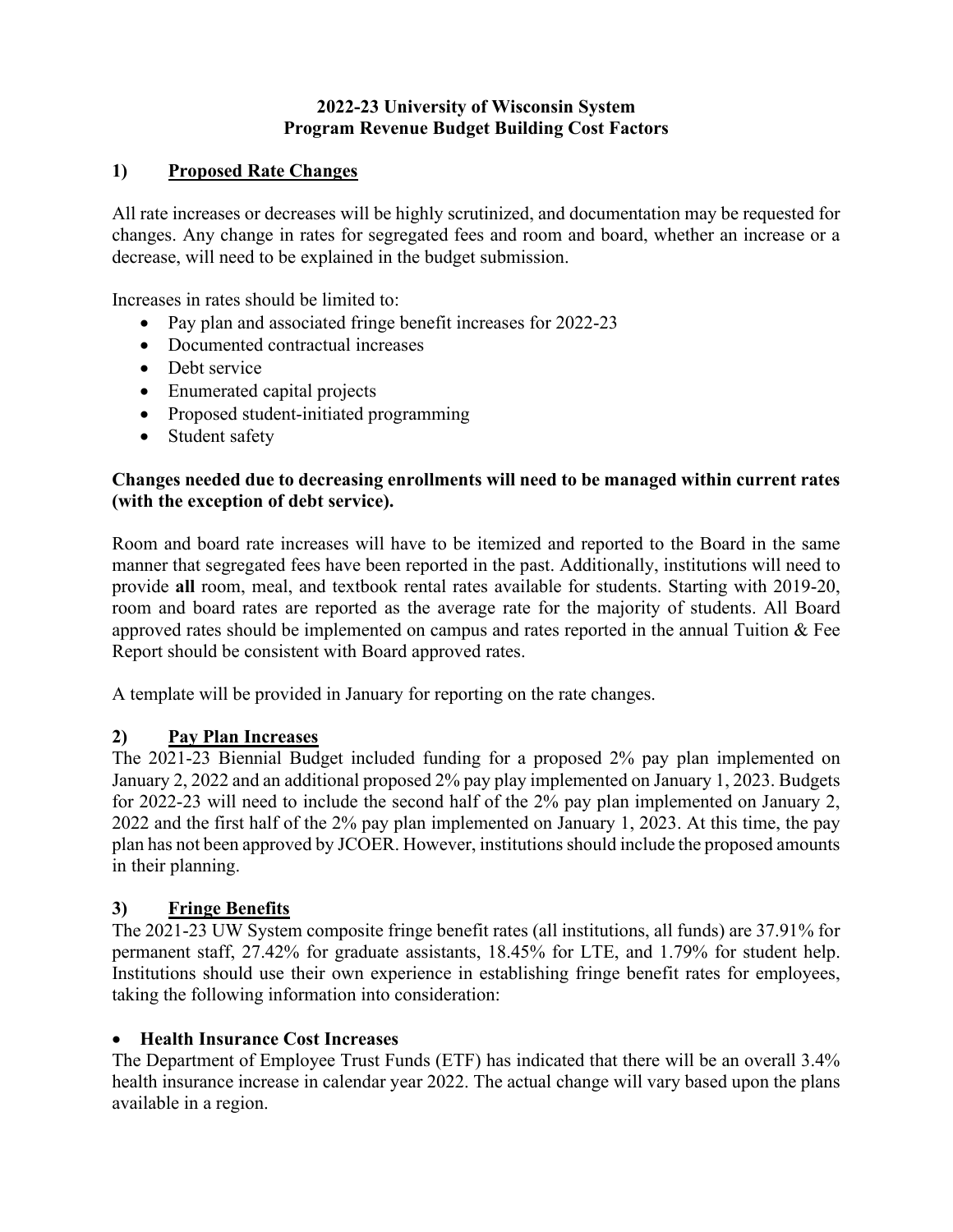# 2022-23 University of Wisconsin System
# Program Revenue Budget Building Cost Factors

## 1) Proposed Rate Changes

All rate increases or decreases will be highly scrutinized, and documentation may be requested for changes. Any change in rates for segregated fees and room and board, whether an increase or a decrease, will need to be explained in the budget submission.

Increases in rates should be limited to:

- Pay plan and associated fringe benefit increases for 2022-23
- Documented contractual increases
- Debt service
- Enumerated capital projects
- Proposed student-initiated programming
- Student safety

**Changes needed due to decreasing enrollments will need to be managed within current rates (with the exception of debt service).**

Room and board rate increases will have to be itemized and reported to the Board in the same manner that segregated fees have been reported in the past. Additionally, institutions will need to provide **all** room, meal, and textbook rental rates available for students. Starting with 2019-20, room and board rates are reported as the average rate for the majority of students. All Board approved rates should be implemented on campus and rates reported in the annual Tuition & Fee Report should be consistent with Board approved rates.

A template will be provided in January for reporting on the rate changes.

## 2) Pay Plan Increases

The 2021-23 Biennial Budget included funding for a proposed 2% pay plan implemented on January 2, 2022 and an additional proposed 2% pay play implemented on January 1, 2023. Budgets for 2022-23 will need to include the second half of the 2% pay plan implemented on January 2, 2022 and the first half of the 2% pay plan implemented on January 1, 2023. At this time, the pay plan has not been approved by JCOER. However, institutions should include the proposed amounts in their planning.

## 3) Fringe Benefits

The 2021-23 UW System composite fringe benefit rates (all institutions, all funds) are 37.91% for permanent staff, 27.42% for graduate assistants, 18.45% for LTE, and 1.79% for student help. Institutions should use their own experience in establishing fringe benefit rates for employees, taking the following information into consideration:

- **Health Insurance Cost Increases**

The Department of Employee Trust Funds (ETF) has indicated that there will be an overall 3.4% health insurance increase in calendar year 2022. The actual change will vary based upon the plans available in a region.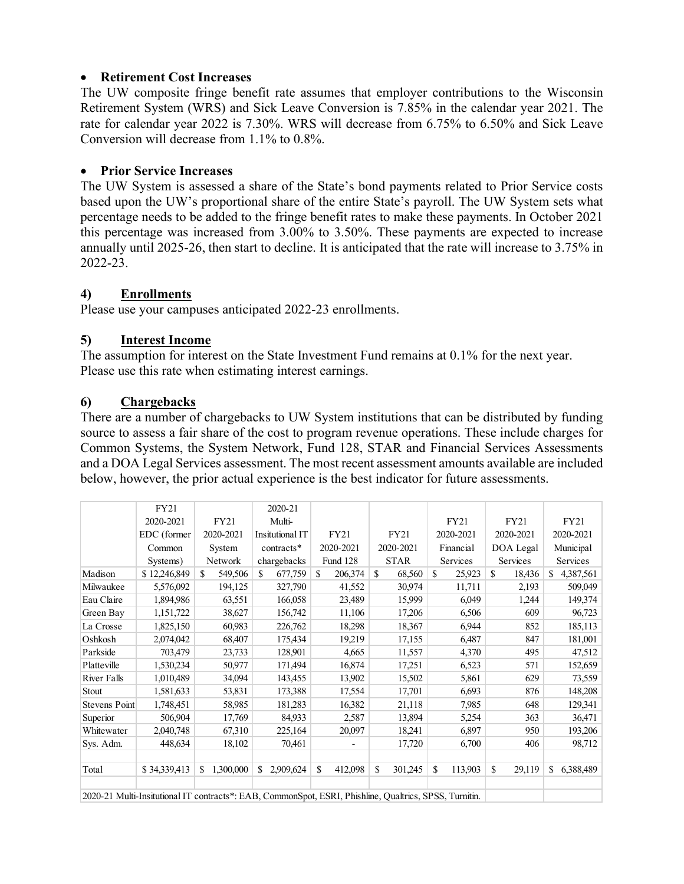- **Retirement Cost Increases**

The UW composite fringe benefit rate assumes that employer contributions to the Wisconsin Retirement System (WRS) and Sick Leave Conversion is 7.85% in the calendar year 2021. The rate for calendar year 2022 is 7.30%. WRS will decrease from 6.75% to 6.50% and Sick Leave Conversion will decrease from 1.1% to 0.8%.

- **Prior Service Increases**

The UW System is assessed a share of the State's bond payments related to Prior Service costs based upon the UW's proportional share of the entire State's payroll. The UW System sets what percentage needs to be added to the fringe benefit rates to make these payments. In October 2021 this percentage was increased from 3.00% to 3.50%. These payments are expected to increase annually until 2025-26, then start to decline. It is anticipated that the rate will increase to 3.75% in 2022-23.

## 4) Enrollments

Please use your campuses anticipated 2022-23 enrollments.

## 5) Interest Income

The assumption for interest on the State Investment Fund remains at 0.1% for the next year. Please use this rate when estimating interest earnings.

## 6) Chargebacks

There are a number of chargebacks to UW System institutions that can be distributed by funding source to assess a fair share of the cost to program revenue operations. These include charges for Common Systems, the System Network, Fund 128, STAR and Financial Services Assessments and a DOA Legal Services assessment. The most recent assessment amounts available are included below, however, the prior actual experience is the best indicator for future assessments.

| | FY21 2020-2021 EDC (former Common Systems) | FY21 2020-2021 System Network | 2020-21 Multi-Insitutional IT contracts* chargebacks | FY21 2020-2021 Fund 128 | FY21 2020-2021 STAR | FY21 2020-2021 Financial Services | FY21 2020-2021 DOA Legal Services | FY21 2020-2021 Municipal Services |
|---|---|---|---|---|---|---|---|---|
| Madison | $ 12,246,849 | $ 549,506 | $ 677,759 | $ 206,374 | $ 68,560 | $ 25,923 | $ 18,436 | $ 4,387,561 |
| Milwaukee | 5,576,092 | 194,125 | 327,790 | 41,552 | 30,974 | 11,711 | 2,193 | 509,049 |
| Eau Claire | 1,894,986 | 63,551 | 166,058 | 23,489 | 15,999 | 6,049 | 1,244 | 149,374 |
| Green Bay | 1,151,722 | 38,627 | 156,742 | 11,106 | 17,206 | 6,506 | 609 | 96,723 |
| La Crosse | 1,825,150 | 60,983 | 226,762 | 18,298 | 18,367 | 6,944 | 852 | 185,113 |
| Oshkosh | 2,074,042 | 68,407 | 175,434 | 19,219 | 17,155 | 6,487 | 847 | 181,001 |
| Parkside | 703,479 | 23,733 | 128,901 | 4,665 | 11,557 | 4,370 | 495 | 47,512 |
| Platteville | 1,530,234 | 50,977 | 171,494 | 16,874 | 17,251 | 6,523 | 571 | 152,659 |
| River Falls | 1,010,489 | 34,094 | 143,455 | 13,902 | 15,502 | 5,861 | 629 | 73,559 |
| Stout | 1,581,633 | 53,831 | 173,388 | 17,554 | 17,701 | 6,693 | 876 | 148,208 |
| Stevens Point | 1,748,451 | 58,985 | 181,283 | 16,382 | 21,118 | 7,985 | 648 | 129,341 |
| Superior | 506,904 | 17,769 | 84,933 | 2,587 | 13,894 | 5,254 | 363 | 36,471 |
| Whitewater | 2,040,748 | 67,310 | 225,164 | 20,097 | 18,241 | 6,897 | 950 | 193,206 |
| Sys. Adm. | 448,634 | 18,102 | 70,461 | - | 17,720 | 6,700 | 406 | 98,712 |
| | | | | | | | | |
| Total | $ 34,339,413 | $ 1,300,000 | $ 2,909,624 | $ 412,098 | $ 301,245 | $ 113,903 | $ 29,119 | $ 6,388,489 |

2020-21 Multi-Insitutional IT contracts*: EAB, CommonSpot, ESRI, Phishline, Qualtrics, SPSS, Turnitin.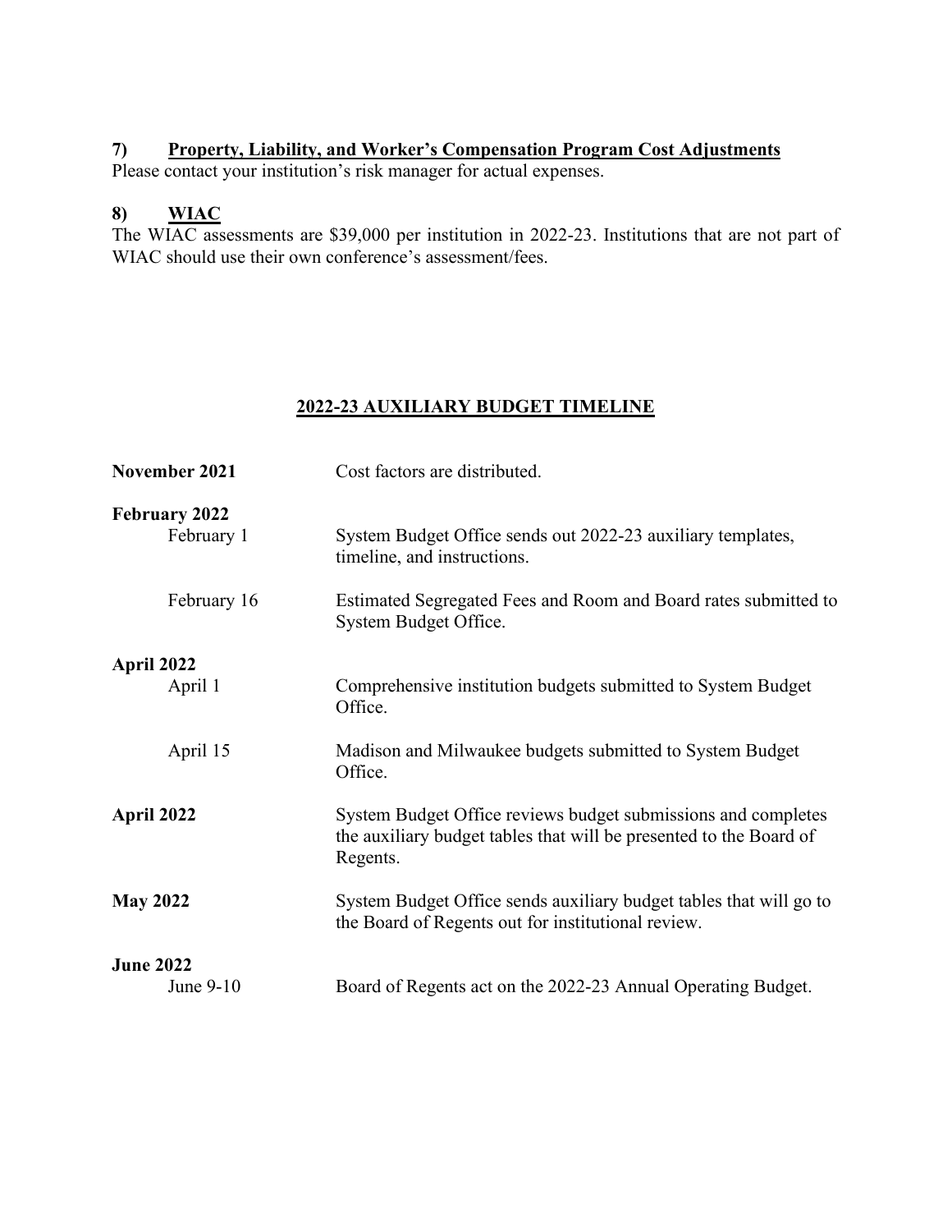**7) Property, Liability, and Worker's Compensation Program Cost Adjustments**

Please contact your institution's risk manager for actual expenses.

**8) WIAC**

The WIAC assessments are $39,000 per institution in 2022-23. Institutions that are not part of WIAC should use their own conference's assessment/fees.

## 2022-23 AUXILIARY BUDGET TIMELINE

| | |
|---|---|
| **November 2021** | Cost factors are distributed. |
| **February 2022** | |
| February 1 | System Budget Office sends out 2022-23 auxiliary templates, timeline, and instructions. |
| February 16 | Estimated Segregated Fees and Room and Board rates submitted to System Budget Office. |
| **April 2022** | |
| April 1 | Comprehensive institution budgets submitted to System Budget Office. |
| April 15 | Madison and Milwaukee budgets submitted to System Budget Office. |
| **April 2022** | System Budget Office reviews budget submissions and completes the auxiliary budget tables that will be presented to the Board of Regents. |
| **May 2022** | System Budget Office sends auxiliary budget tables that will go to the Board of Regents out for institutional review. |
| **June 2022** | |
| June 9-10 | Board of Regents act on the 2022-23 Annual Operating Budget. |